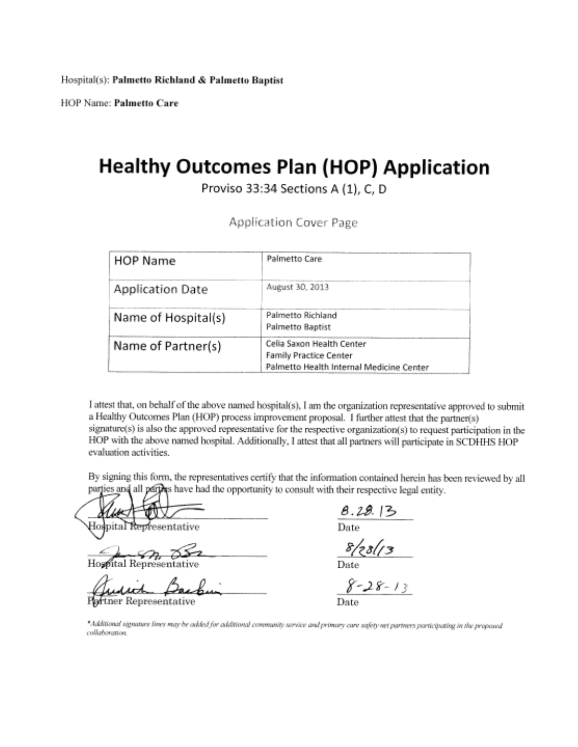Hospital(s): **Palmetto Richland & Palmetto Baptist**

HOP Name: **Palmetto Care**

# Healthy Outcomes Plan (HOP) Application

Proviso 33:34 Sections A (1), C, D

Application Cover Page

| HOP Name | Palmetto Care |
|---|---|
| Application Date | August 30, 2013 |
| Name of Hospital(s) | Palmetto Richland<br>Palmetto Baptist |
| Name of Partner(s) | Celia Saxon Health Center<br>Family Practice Center<br>Palmetto Health Internal Medicine Center |

I attest that, on behalf of the above named hospital(s), I am the organization representative approved to submit a Healthy Outcomes Plan (HOP) process improvement proposal. I further attest that the partner(s) signature(s) is also the approved representative for the respective organization(s) to request participation in the HOP with the above named hospital. Additionally, I attest that all partners will participate in SCDHHS HOP evaluation activities.

By signing this form, the representatives certify that the information contained herein has been reviewed by all parties and all parties have had the opportunity to consult with their respective legal entity.

Hospital Representative — Date: 8.28.13

Hospital Representative — Date: 8/28/13

Partner Representative — Date: 8-28-13

*Additional signature lines may be added for additional community service and primary care safety net partners participating in the proposed collaboration.*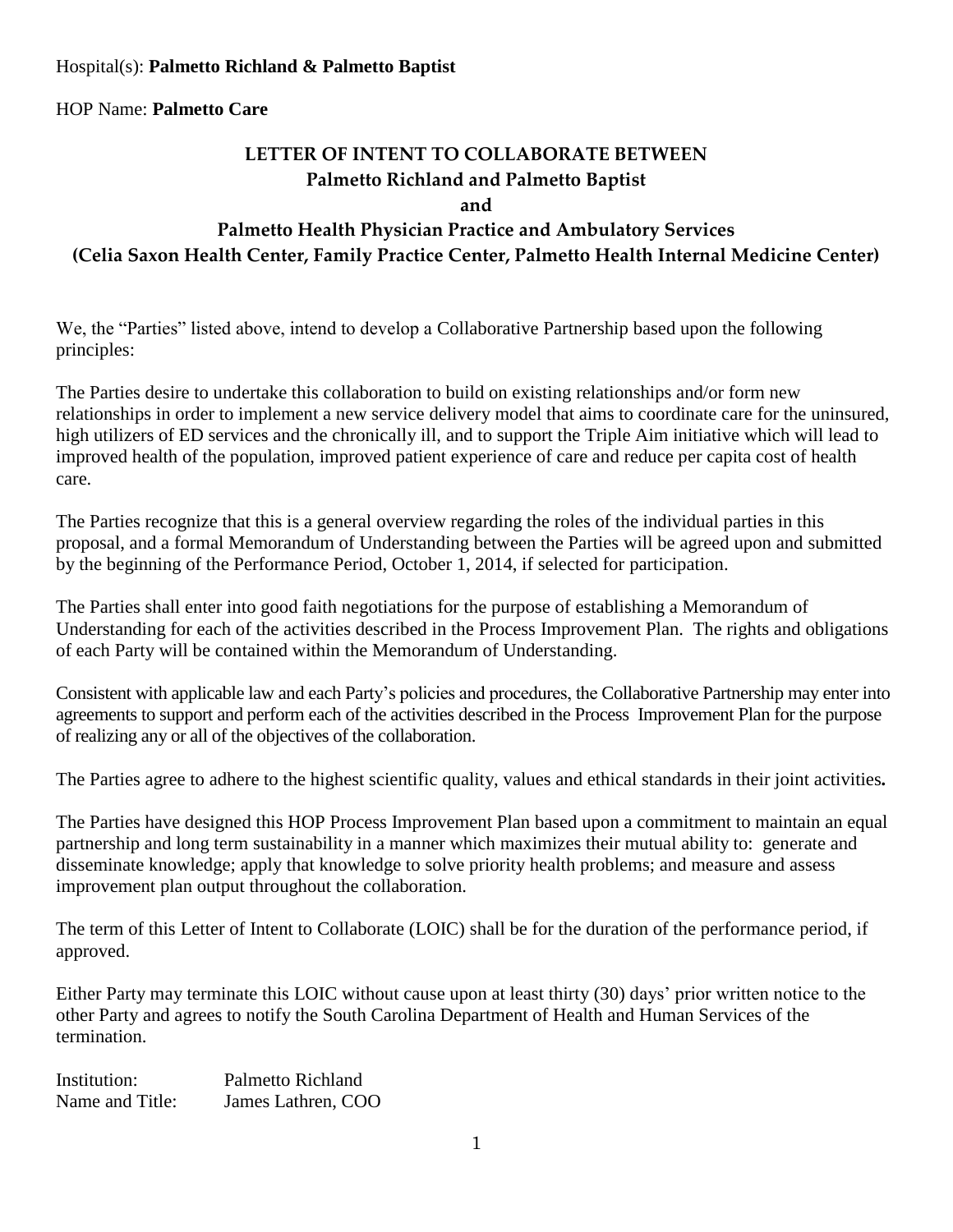Hospital(s): **Palmetto Richland & Palmetto Baptist**

HOP Name: **Palmetto Care**

# LETTER OF INTENT TO COLLABORATE BETWEEN
## Palmetto Richland and Palmetto Baptist
## and
## Palmetto Health Physician Practice and Ambulatory Services
## (Celia Saxon Health Center, Family Practice Center, Palmetto Health Internal Medicine Center)

We, the "Parties" listed above, intend to develop a Collaborative Partnership based upon the following principles:

The Parties desire to undertake this collaboration to build on existing relationships and/or form new relationships in order to implement a new service delivery model that aims to coordinate care for the uninsured, high utilizers of ED services and the chronically ill, and to support the Triple Aim initiative which will lead to improved health of the population, improved patient experience of care and reduce per capita cost of health care.

The Parties recognize that this is a general overview regarding the roles of the individual parties in this proposal, and a formal Memorandum of Understanding between the Parties will be agreed upon and submitted by the beginning of the Performance Period, October 1, 2014, if selected for participation.

The Parties shall enter into good faith negotiations for the purpose of establishing a Memorandum of Understanding for each of the activities described in the Process Improvement Plan. The rights and obligations of each Party will be contained within the Memorandum of Understanding.

Consistent with applicable law and each Party's policies and procedures, the Collaborative Partnership may enter into agreements to support and perform each of the activities described in the Process Improvement Plan for the purpose of realizing any or all of the objectives of the collaboration.

The Parties agree to adhere to the highest scientific quality, values and ethical standards in their joint activities**.**

The Parties have designed this HOP Process Improvement Plan based upon a commitment to maintain an equal partnership and long term sustainability in a manner which maximizes their mutual ability to: generate and disseminate knowledge; apply that knowledge to solve priority health problems; and measure and assess improvement plan output throughout the collaboration.

The term of this Letter of Intent to Collaborate (LOIC) shall be for the duration of the performance period, if approved.

Either Party may terminate this LOIC without cause upon at least thirty (30) days' prior written notice to the other Party and agrees to notify the South Carolina Department of Health and Human Services of the termination.

Institution: Palmetto Richland
Name and Title: James Lathren, COO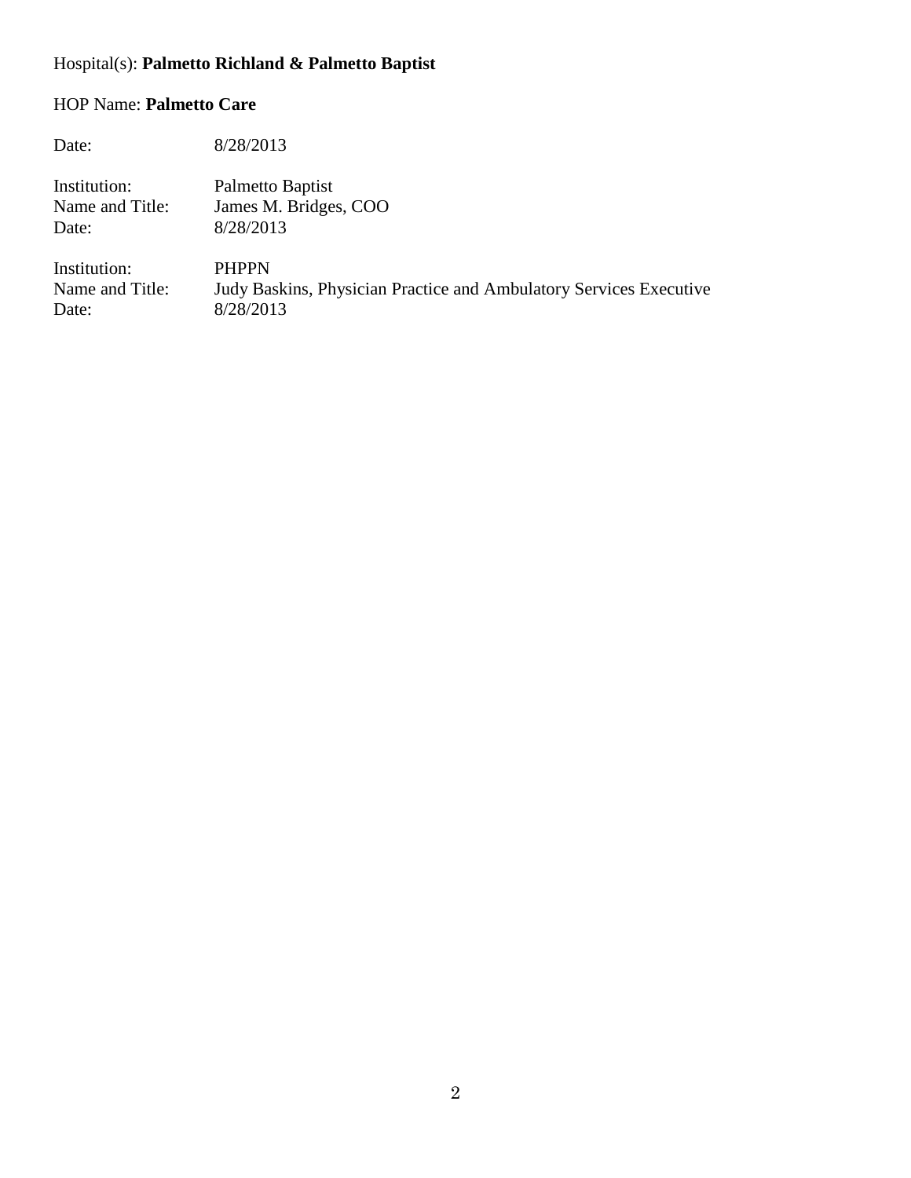Hospital(s): **Palmetto Richland & Palmetto Baptist**

HOP Name: **Palmetto Care**

Date: 8/28/2013

Institution: Palmetto Baptist
Name and Title: James M. Bridges, COO
Date: 8/28/2013

Institution: PHPPN
Name and Title: Judy Baskins, Physician Practice and Ambulatory Services Executive
Date: 8/28/2013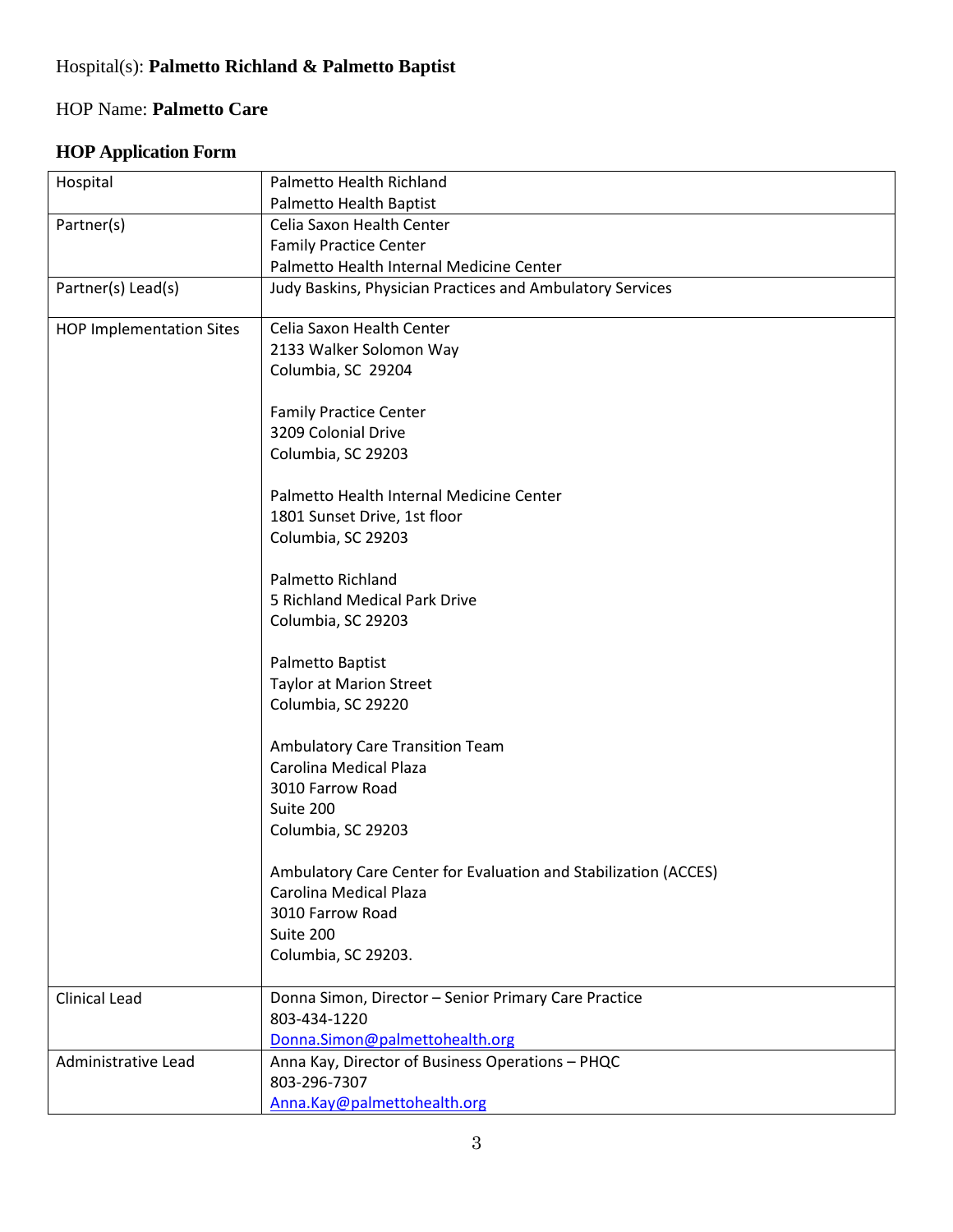Hospital(s): **Palmetto Richland & Palmetto Baptist**

HOP Name: **Palmetto Care**

## HOP Application Form

| Hospital | Palmetto Health Richland<br>Palmetto Health Baptist |
|---|---|
| Partner(s) | Celia Saxon Health Center<br>Family Practice Center<br>Palmetto Health Internal Medicine Center |
| Partner(s) Lead(s) | Judy Baskins, Physician Practices and Ambulatory Services |
| HOP Implementation Sites | Celia Saxon Health Center<br>2133 Walker Solomon Way<br>Columbia, SC 29204<br><br>Family Practice Center<br>3209 Colonial Drive<br>Columbia, SC 29203<br><br>Palmetto Health Internal Medicine Center<br>1801 Sunset Drive, 1st floor<br>Columbia, SC 29203<br><br>Palmetto Richland<br>5 Richland Medical Park Drive<br>Columbia, SC 29203<br><br>Palmetto Baptist<br>Taylor at Marion Street<br>Columbia, SC 29220<br><br>Ambulatory Care Transition Team<br>Carolina Medical Plaza<br>3010 Farrow Road<br>Suite 200<br>Columbia, SC 29203<br><br>Ambulatory Care Center for Evaluation and Stabilization (ACCES)<br>Carolina Medical Plaza<br>3010 Farrow Road<br>Suite 200<br>Columbia, SC 29203. |
| Clinical Lead | Donna Simon, Director – Senior Primary Care Practice<br>803-434-1220<br>Donna.Simon@palmettohealth.org |
| Administrative Lead | Anna Kay, Director of Business Operations – PHQC<br>803-296-7307<br>Anna.Kay@palmettohealth.org |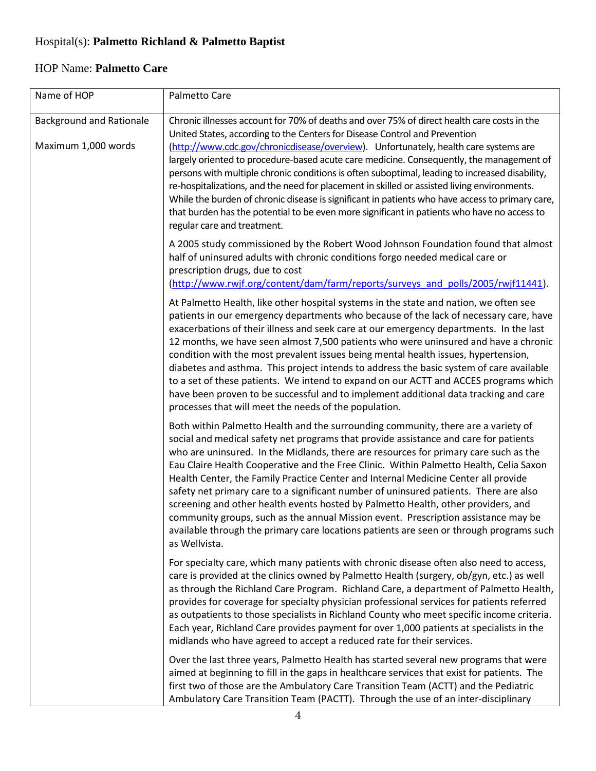Hospital(s): **Palmetto Richland & Palmetto Baptist**

HOP Name: **Palmetto Care**

| Name of HOP | Palmetto Care |
|---|---|
| Background and Rationale<br><br>Maximum 1,000 words | Chronic illnesses account for 70% of deaths and over 75% of direct health care costs in the United States, according to the Centers for Disease Control and Prevention (http://www.cdc.gov/chronicdisease/overview). Unfortunately, health care systems are largely oriented to procedure-based acute care medicine. Consequently, the management of persons with multiple chronic conditions is often suboptimal, leading to increased disability, re-hospitalizations, and the need for placement in skilled or assisted living environments. While the burden of chronic disease is significant in patients who have access to primary care, that burden has the potential to be even more significant in patients who have no access to regular care and treatment.<br><br>A 2005 study commissioned by the Robert Wood Johnson Foundation found that almost half of uninsured adults with chronic conditions forgo needed medical care or prescription drugs, due to cost (http://www.rwjf.org/content/dam/farm/reports/surveys_and_polls/2005/rwjf11441).<br><br>At Palmetto Health, like other hospital systems in the state and nation, we often see patients in our emergency departments who because of the lack of necessary care, have exacerbations of their illness and seek care at our emergency departments. In the last 12 months, we have seen almost 7,500 patients who were uninsured and have a chronic condition with the most prevalent issues being mental health issues, hypertension, diabetes and asthma. This project intends to address the basic system of care available to a set of these patients. We intend to expand on our ACTT and ACCES programs which have been proven to be successful and to implement additional data tracking and care processes that will meet the needs of the population.<br><br>Both within Palmetto Health and the surrounding community, there are a variety of social and medical safety net programs that provide assistance and care for patients who are uninsured. In the Midlands, there are resources for primary care such as the Eau Claire Health Cooperative and the Free Clinic. Within Palmetto Health, Celia Saxon Health Center, the Family Practice Center and Internal Medicine Center all provide safety net primary care to a significant number of uninsured patients. There are also screening and other health events hosted by Palmetto Health, other providers, and community groups, such as the annual Mission event. Prescription assistance may be available through the primary care locations patients are seen or through programs such as Wellvista.<br><br>For specialty care, which many patients with chronic disease often also need to access, care is provided at the clinics owned by Palmetto Health (surgery, ob/gyn, etc.) as well as through the Richland Care Program. Richland Care, a department of Palmetto Health, provides for coverage for specialty physician professional services for patients referred as outpatients to those specialists in Richland County who meet specific income criteria. Each year, Richland Care provides payment for over 1,000 patients at specialists in the midlands who have agreed to accept a reduced rate for their services.<br><br>Over the last three years, Palmetto Health has started several new programs that were aimed at beginning to fill in the gaps in healthcare services that exist for patients. The first two of those are the Ambulatory Care Transition Team (ACTT) and the Pediatric Ambulatory Care Transition Team (PACTT). Through the use of an inter-disciplinary |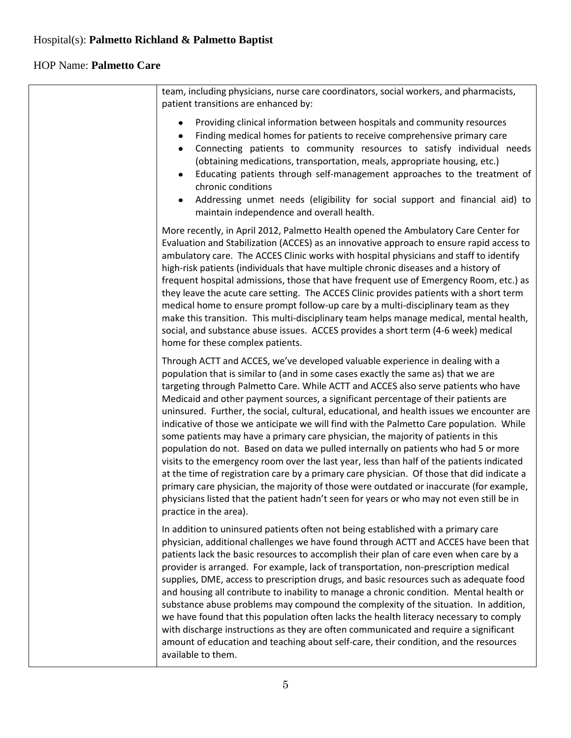Hospital(s): **Palmetto Richland & Palmetto Baptist**

HOP Name: **Palmetto Care**

| | |
|---|---|
| | team, including physicians, nurse care coordinators, social workers, and pharmacists, patient transitions are enhanced by:<br><br>• Providing clinical information between hospitals and community resources<br>• Finding medical homes for patients to receive comprehensive primary care<br>• Connecting patients to community resources to satisfy individual needs (obtaining medications, transportation, meals, appropriate housing, etc.)<br>• Educating patients through self-management approaches to the treatment of chronic conditions<br>• Addressing unmet needs (eligibility for social support and financial aid) to maintain independence and overall health.<br><br>More recently, in April 2012, Palmetto Health opened the Ambulatory Care Center for Evaluation and Stabilization (ACCES) as an innovative approach to ensure rapid access to ambulatory care. The ACCES Clinic works with hospital physicians and staff to identify high-risk patients (individuals that have multiple chronic diseases and a history of frequent hospital admissions, those that have frequent use of Emergency Room, etc.) as they leave the acute care setting. The ACCES Clinic provides patients with a short term medical home to ensure prompt follow-up care by a multi-disciplinary team as they make this transition. This multi-disciplinary team helps manage medical, mental health, social, and substance abuse issues. ACCES provides a short term (4-6 week) medical home for these complex patients.<br><br>Through ACTT and ACCES, we've developed valuable experience in dealing with a population that is similar to (and in some cases exactly the same as) that we are targeting through Palmetto Care. While ACTT and ACCES also serve patients who have Medicaid and other payment sources, a significant percentage of their patients are uninsured. Further, the social, cultural, educational, and health issues we encounter are indicative of those we anticipate we will find with the Palmetto Care population. While some patients may have a primary care physician, the majority of patients in this population do not. Based on data we pulled internally on patients who had 5 or more visits to the emergency room over the last year, less than half of the patients indicated at the time of registration care by a primary care physician. Of those that did indicate a primary care physician, the majority of those were outdated or inaccurate (for example, physicians listed that the patient hadn't seen for years or who may not even still be in practice in the area).<br><br>In addition to uninsured patients often not being established with a primary care physician, additional challenges we have found through ACTT and ACCES have been that patients lack the basic resources to accomplish their plan of care even when care by a provider is arranged. For example, lack of transportation, non-prescription medical supplies, DME, access to prescription drugs, and basic resources such as adequate food and housing all contribute to inability to manage a chronic condition. Mental health or substance abuse problems may compound the complexity of the situation. In addition, we have found that this population often lacks the health literacy necessary to comply with discharge instructions as they are often communicated and require a significant amount of education and teaching about self-care, their condition, and the resources available to them. |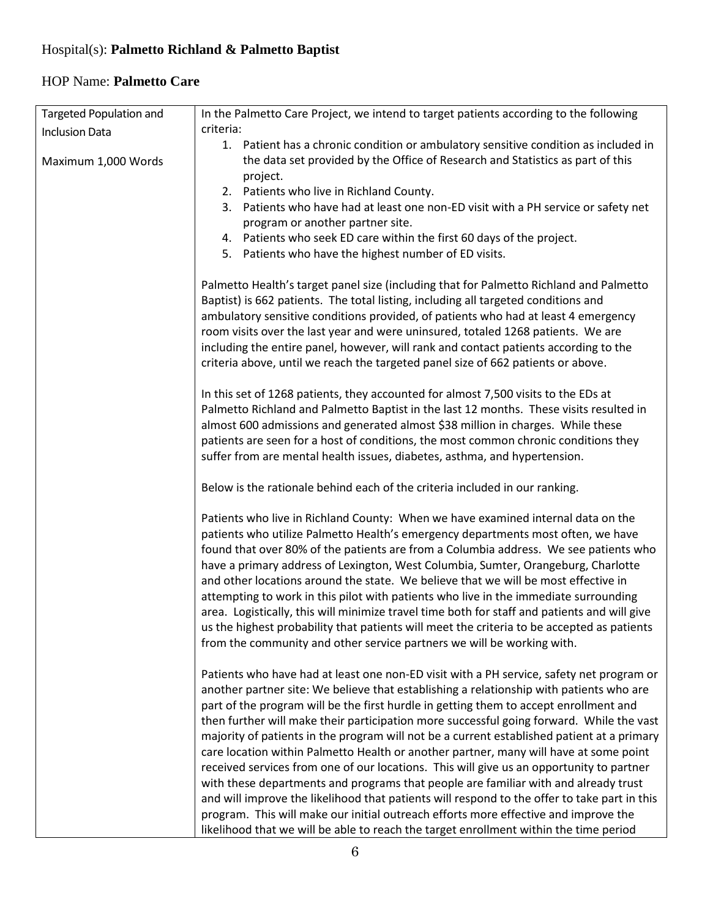Hospital(s): **Palmetto Richland & Palmetto Baptist**

HOP Name: **Palmetto Care**

| Targeted Population and Inclusion Data<br><br>Maximum 1,000 Words | In the Palmetto Care Project, we intend to target patients according to the following criteria:<br>1. Patient has a chronic condition or ambulatory sensitive condition as included in the data set provided by the Office of Research and Statistics as part of this project.<br>2. Patients who live in Richland County.<br>3. Patients who have had at least one non-ED visit with a PH service or safety net program or another partner site.<br>4. Patients who seek ED care within the first 60 days of the project.<br>5. Patients who have the highest number of ED visits.<br><br>Palmetto Health's target panel size (including that for Palmetto Richland and Palmetto Baptist) is 662 patients. The total listing, including all targeted conditions and ambulatory sensitive conditions provided, of patients who had at least 4 emergency room visits over the last year and were uninsured, totaled 1268 patients. We are including the entire panel, however, will rank and contact patients according to the criteria above, until we reach the targeted panel size of 662 patients or above.<br><br>In this set of 1268 patients, they accounted for almost 7,500 visits to the EDs at Palmetto Richland and Palmetto Baptist in the last 12 months. These visits resulted in almost 600 admissions and generated almost $38 million in charges. While these patients are seen for a host of conditions, the most common chronic conditions they suffer from are mental health issues, diabetes, asthma, and hypertension.<br><br>Below is the rationale behind each of the criteria included in our ranking.<br><br>Patients who live in Richland County: When we have examined internal data on the patients who utilize Palmetto Health's emergency departments most often, we have found that over 80% of the patients are from a Columbia address. We see patients who have a primary address of Lexington, West Columbia, Sumter, Orangeburg, Charlotte and other locations around the state. We believe that we will be most effective in attempting to work in this pilot with patients who live in the immediate surrounding area. Logistically, this will minimize travel time both for staff and patients and will give us the highest probability that patients will meet the criteria to be accepted as patients from the community and other service partners we will be working with.<br><br>Patients who have had at least one non-ED visit with a PH service, safety net program or another partner site: We believe that establishing a relationship with patients who are part of the program will be the first hurdle in getting them to accept enrollment and then further will make their participation more successful going forward. While the vast majority of patients in the program will not be a current established patient at a primary care location within Palmetto Health or another partner, many will have at some point received services from one of our locations. This will give us an opportunity to partner with these departments and programs that people are familiar with and already trust and will improve the likelihood that patients will respond to the offer to take part in this program. This will make our initial outreach efforts more effective and improve the likelihood that we will be able to reach the target enrollment within the time period |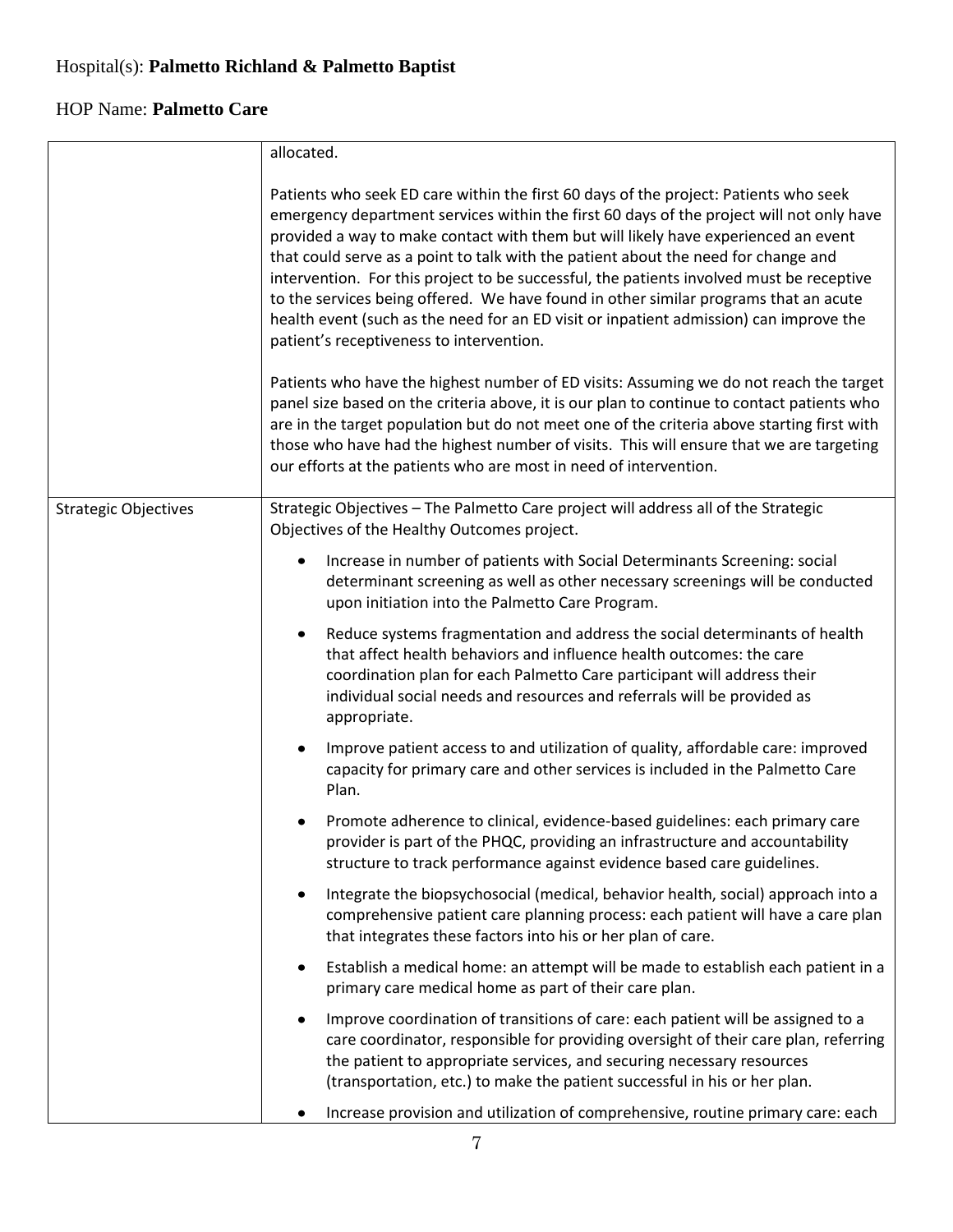Hospital(s): **Palmetto Richland & Palmetto Baptist**

HOP Name: **Palmetto Care**

| | |
|---|---|
| | allocated.<br><br>Patients who seek ED care within the first 60 days of the project: Patients who seek emergency department services within the first 60 days of the project will not only have provided a way to make contact with them but will likely have experienced an event that could serve as a point to talk with the patient about the need for change and intervention. For this project to be successful, the patients involved must be receptive to the services being offered. We have found in other similar programs that an acute health event (such as the need for an ED visit or inpatient admission) can improve the patient's receptiveness to intervention.<br><br>Patients who have the highest number of ED visits: Assuming we do not reach the target panel size based on the criteria above, it is our plan to continue to contact patients who are in the target population but do not meet one of the criteria above starting first with those who have had the highest number of visits. This will ensure that we are targeting our efforts at the patients who are most in need of intervention. |
| Strategic Objectives | Strategic Objectives – The Palmetto Care project will address all of the Strategic Objectives of the Healthy Outcomes project.<br><br>• Increase in number of patients with Social Determinants Screening: social determinant screening as well as other necessary screenings will be conducted upon initiation into the Palmetto Care Program.<br><br>• Reduce systems fragmentation and address the social determinants of health that affect health behaviors and influence health outcomes: the care coordination plan for each Palmetto Care participant will address their individual social needs and resources and referrals will be provided as appropriate.<br><br>• Improve patient access to and utilization of quality, affordable care: improved capacity for primary care and other services is included in the Palmetto Care Plan.<br><br>• Promote adherence to clinical, evidence-based guidelines: each primary care provider is part of the PHQC, providing an infrastructure and accountability structure to track performance against evidence based care guidelines.<br><br>• Integrate the biopsychosocial (medical, behavior health, social) approach into a comprehensive patient care planning process: each patient will have a care plan that integrates these factors into his or her plan of care.<br><br>• Establish a medical home: an attempt will be made to establish each patient in a primary care medical home as part of their care plan.<br><br>• Improve coordination of transitions of care: each patient will be assigned to a care coordinator, responsible for providing oversight of their care plan, referring the patient to appropriate services, and securing necessary resources (transportation, etc.) to make the patient successful in his or her plan.<br><br>• Increase provision and utilization of comprehensive, routine primary care: each |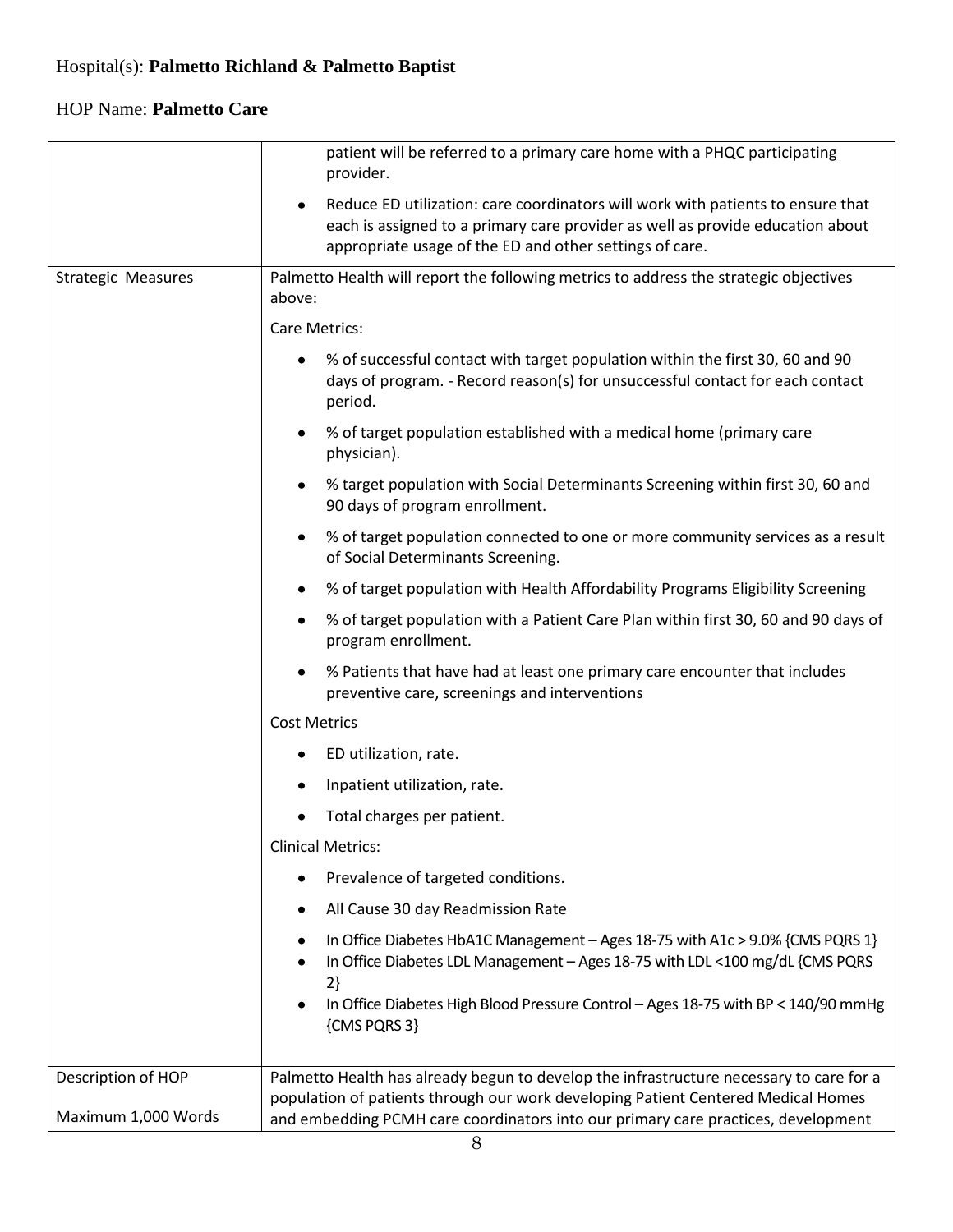Hospital(s): **Palmetto Richland & Palmetto Baptist**

HOP Name: **Palmetto Care**

| | |
|---|---|
| | patient will be referred to a primary care home with a PHQC participating provider.<br>• Reduce ED utilization: care coordinators will work with patients to ensure that each is assigned to a primary care provider as well as provide education about appropriate usage of the ED and other settings of care. |
| Strategic Measures | Palmetto Health will report the following metrics to address the strategic objectives above:<br>Care Metrics:<br>• % of successful contact with target population within the first 30, 60 and 90 days of program. - Record reason(s) for unsuccessful contact for each contact period.<br>• % of target population established with a medical home (primary care physician).<br>• % target population with Social Determinants Screening within first 30, 60 and 90 days of program enrollment.<br>• % of target population connected to one or more community services as a result of Social Determinants Screening.<br>• % of target population with Health Affordability Programs Eligibility Screening<br>• % of target population with a Patient Care Plan within first 30, 60 and 90 days of program enrollment.<br>• % Patients that have had at least one primary care encounter that includes preventive care, screenings and interventions<br>Cost Metrics<br>• ED utilization, rate.<br>• Inpatient utilization, rate.<br>• Total charges per patient.<br>Clinical Metrics:<br>• Prevalence of targeted conditions.<br>• All Cause 30 day Readmission Rate<br>• In Office Diabetes HbA1C Management – Ages 18-75 with A1c > 9.0% {CMS PQRS 1}<br>• In Office Diabetes LDL Management – Ages 18-75 with LDL <100 mg/dL {CMS PQRS 2}<br>• In Office Diabetes High Blood Pressure Control – Ages 18-75 with BP < 140/90 mmHg {CMS PQRS 3} |
| Description of HOP<br>Maximum 1,000 Words | Palmetto Health has already begun to develop the infrastructure necessary to care for a population of patients through our work developing Patient Centered Medical Homes and embedding PCMH care coordinators into our primary care practices, development |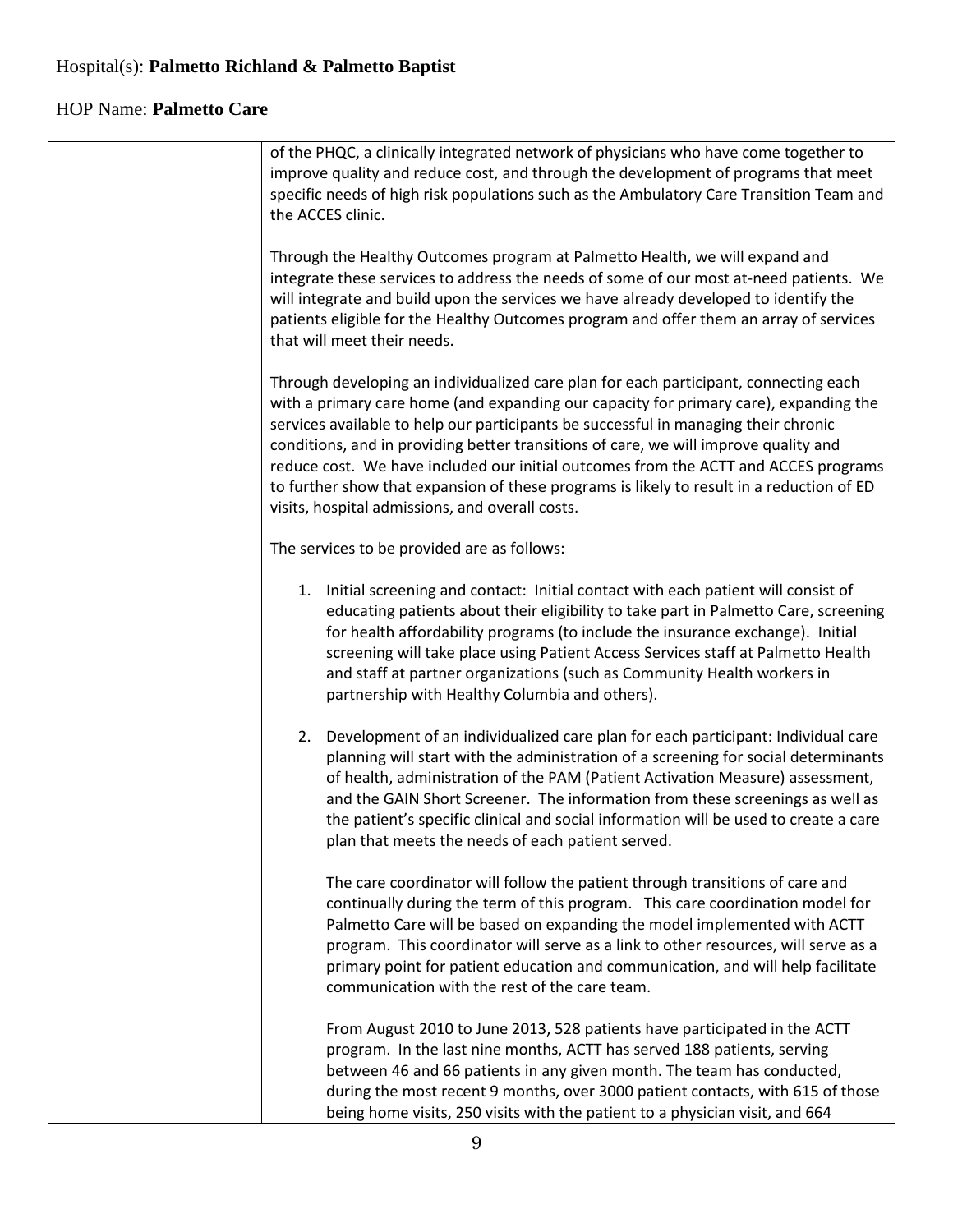Hospital(s): **Palmetto Richland & Palmetto Baptist**

HOP Name: **Palmetto Care**

| | |
|---|---|
| | of the PHQC, a clinically integrated network of physicians who have come together to improve quality and reduce cost, and through the development of programs that meet specific needs of high risk populations such as the Ambulatory Care Transition Team and the ACCES clinic.<br><br>Through the Healthy Outcomes program at Palmetto Health, we will expand and integrate these services to address the needs of some of our most at-need patients. We will integrate and build upon the services we have already developed to identify the patients eligible for the Healthy Outcomes program and offer them an array of services that will meet their needs.<br><br>Through developing an individualized care plan for each participant, connecting each with a primary care home (and expanding our capacity for primary care), expanding the services available to help our participants be successful in managing their chronic conditions, and in providing better transitions of care, we will improve quality and reduce cost. We have included our initial outcomes from the ACTT and ACCES programs to further show that expansion of these programs is likely to result in a reduction of ED visits, hospital admissions, and overall costs.<br><br>The services to be provided are as follows:<br><br>1. Initial screening and contact: Initial contact with each patient will consist of educating patients about their eligibility to take part in Palmetto Care, screening for health affordability programs (to include the insurance exchange). Initial screening will take place using Patient Access Services staff at Palmetto Health and staff at partner organizations (such as Community Health workers in partnership with Healthy Columbia and others).<br><br>2. Development of an individualized care plan for each participant: Individual care planning will start with the administration of a screening for social determinants of health, administration of the PAM (Patient Activation Measure) assessment, and the GAIN Short Screener. The information from these screenings as well as the patient's specific clinical and social information will be used to create a care plan that meets the needs of each patient served.<br><br>The care coordinator will follow the patient through transitions of care and continually during the term of this program. This care coordination model for Palmetto Care will be based on expanding the model implemented with ACTT program. This coordinator will serve as a link to other resources, will serve as a primary point for patient education and communication, and will help facilitate communication with the rest of the care team.<br><br>From August 2010 to June 2013, 528 patients have participated in the ACTT program. In the last nine months, ACTT has served 188 patients, serving between 46 and 66 patients in any given month. The team has conducted, during the most recent 9 months, over 3000 patient contacts, with 615 of those being home visits, 250 visits with the patient to a physician visit, and 664 |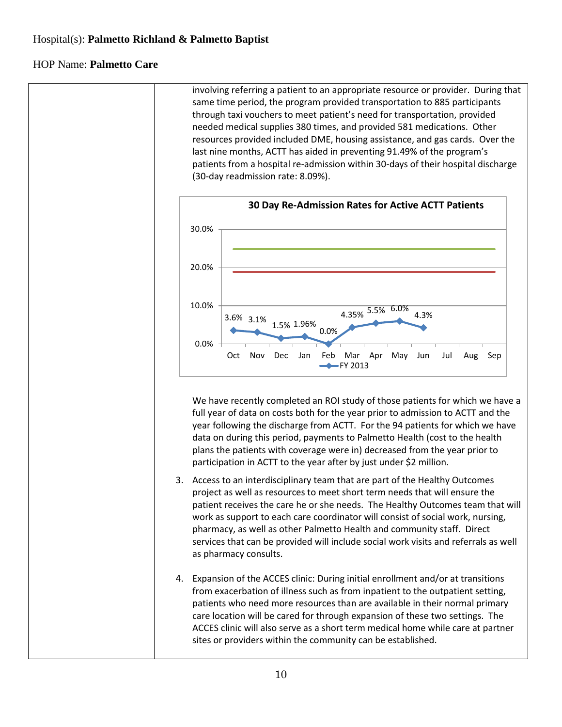involving referring a patient to an appropriate resource or provider. During that same time period, the program provided transportation to 885 participants through taxi vouchers to meet patient's need for transportation, provided needed medical supplies 380 times, and provided 581 medications. Other resources provided included DME, housing assistance, and gas cards. Over the last nine months, ACTT has aided in preventing 91.49% of the program's patients from a hospital re-admission within 30-days of their hospital discharge (30-day readmission rate: 8.09%).

**30 Day Re-Admission Rates for Active ACTT Patients**

| | Oct | Nov | Dec | Jan | Feb | Mar | Apr | May | Jun | Jul | Aug | Sep |
|---|---|---|---|---|---|---|---|---|---|---|---|---|
| FY 2013 | 3.6% | 3.1% | 1.5% | 1.96% | 0.0% | 4.35% | 5.5% | 6.0% | 4.3% | | | |

We have recently completed an ROI study of those patients for which we have a full year of data on costs both for the year prior to admission to ACTT and the year following the discharge from ACTT. For the 94 patients for which we have data on during this period, payments to Palmetto Health (cost to the health plans the patients with coverage were in) decreased from the year prior to participation in ACTT to the year after by just under $2 million.

3. Access to an interdisciplinary team that are part of the Healthy Outcomes project as well as resources to meet short term needs that will ensure the patient receives the care he or she needs. The Healthy Outcomes team that will work as support to each care coordinator will consist of social work, nursing, pharmacy, as well as other Palmetto Health and community staff. Direct services that can be provided will include social work visits and referrals as well as pharmacy consults.

4. Expansion of the ACCES clinic: During initial enrollment and/or at transitions from exacerbation of illness such as from inpatient to the outpatient setting, patients who need more resources than are available in their normal primary care location will be cared for through expansion of these two settings. The ACCES clinic will also serve as a short term medical home while care at partner sites or providers within the community can be established.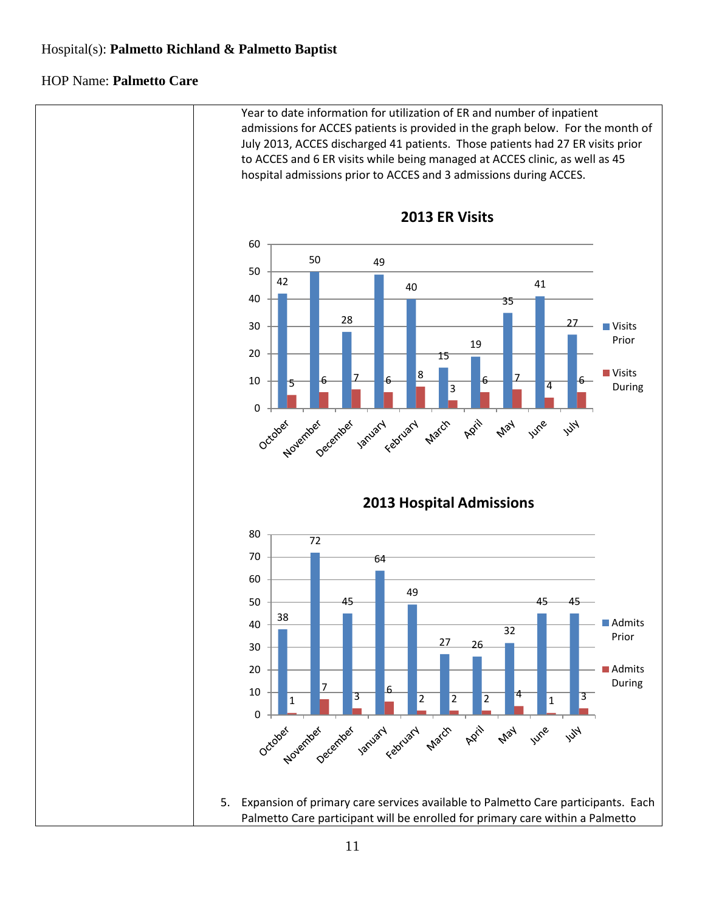Hospital(s): **Palmetto Richland & Palmetto Baptist**

HOP Name: **Palmetto Care**

Year to date information for utilization of ER and number of inpatient admissions for ACCES patients is provided in the graph below. For the month of July 2013, ACCES discharged 41 patients. Those patients had 27 ER visits prior to ACCES and 6 ER visits while being managed at ACCES clinic, as well as 45 hospital admissions prior to ACCES and 3 admissions during ACCES.

**2013 ER Visits**

| Month | Visits Prior | Visits During |
|---|---|---|
| October | 42 | 5 |
| November | 50 | 6 |
| December | 28 | 7 |
| January | 49 | 6 |
| February | 40 | 8 |
| March | 15 | 3 |
| April | 19 | 6 |
| May | 35 | 7 |
| June | 41 | 4 |
| July | 27 | 6 |

**2013 Hospital Admissions**

| Month | Admits Prior | Admits During |
|---|---|---|
| October | 38 | 1 |
| November | 72 | 7 |
| December | 45 | 3 |
| January | 64 | 6 |
| February | 49 | 2 |
| March | 27 | 2 |
| April | 26 | 2 |
| May | 32 | 4 |
| June | 45 | 1 |
| July | 45 | 3 |

5. Expansion of primary care services available to Palmetto Care participants. Each Palmetto Care participant will be enrolled for primary care within a Palmetto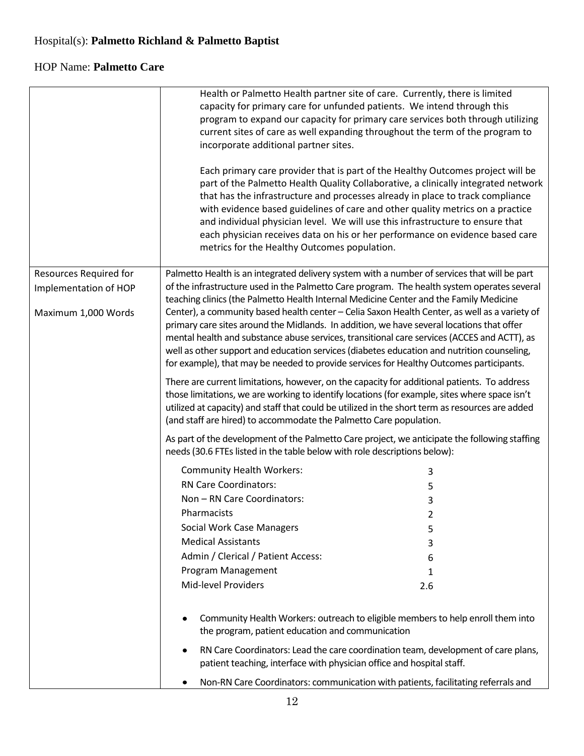Hospital(s): **Palmetto Richland & Palmetto Baptist**

HOP Name: **Palmetto Care**

| | |
|---|---|
| | Health or Palmetto Health partner site of care. Currently, there is limited capacity for primary care for unfunded patients. We intend through this program to expand our capacity for primary care services both through utilizing current sites of care as well expanding throughout the term of the program to incorporate additional partner sites.<br><br>Each primary care provider that is part of the Healthy Outcomes project will be part of the Palmetto Health Quality Collaborative, a clinically integrated network that has the infrastructure and processes already in place to track compliance with evidence based guidelines of care and other quality metrics on a practice and individual physician level. We will use this infrastructure to ensure that each physician receives data on his or her performance on evidence based care metrics for the Healthy Outcomes population. |
| Resources Required for Implementation of HOP<br><br>Maximum 1,000 Words | Palmetto Health is an integrated delivery system with a number of services that will be part of the infrastructure used in the Palmetto Care program. The health system operates several teaching clinics (the Palmetto Health Internal Medicine Center and the Family Medicine Center), a community based health center – Celia Saxon Health Center, as well as a variety of primary care sites around the Midlands. In addition, we have several locations that offer mental health and substance abuse services, transitional care services (ACCES and ACTT), as well as other support and education services (diabetes education and nutrition counseling, for example), that may be needed to provide services for Healthy Outcomes participants.<br><br>There are current limitations, however, on the capacity for additional patients. To address those limitations, we are working to identify locations (for example, sites where space isn't utilized at capacity) and staff that could be utilized in the short term as resources are added (and staff are hired) to accommodate the Palmetto Care population.<br><br>As part of the development of the Palmetto Care project, we anticipate the following staffing needs (30.6 FTEs listed in the table below with role descriptions below):<br><br>Community Health Workers: 3<br>RN Care Coordinators: 5<br>Non – RN Care Coordinators: 3<br>Pharmacists 2<br>Social Work Case Managers 5<br>Medical Assistants 3<br>Admin / Clerical / Patient Access: 6<br>Program Management 1<br>Mid-level Providers 2.6<br><br>• Community Health Workers: outreach to eligible members to help enroll them into the program, patient education and communication<br>• RN Care Coordinators: Lead the care coordination team, development of care plans, patient teaching, interface with physician office and hospital staff.<br>• Non-RN Care Coordinators: communication with patients, facilitating referrals and |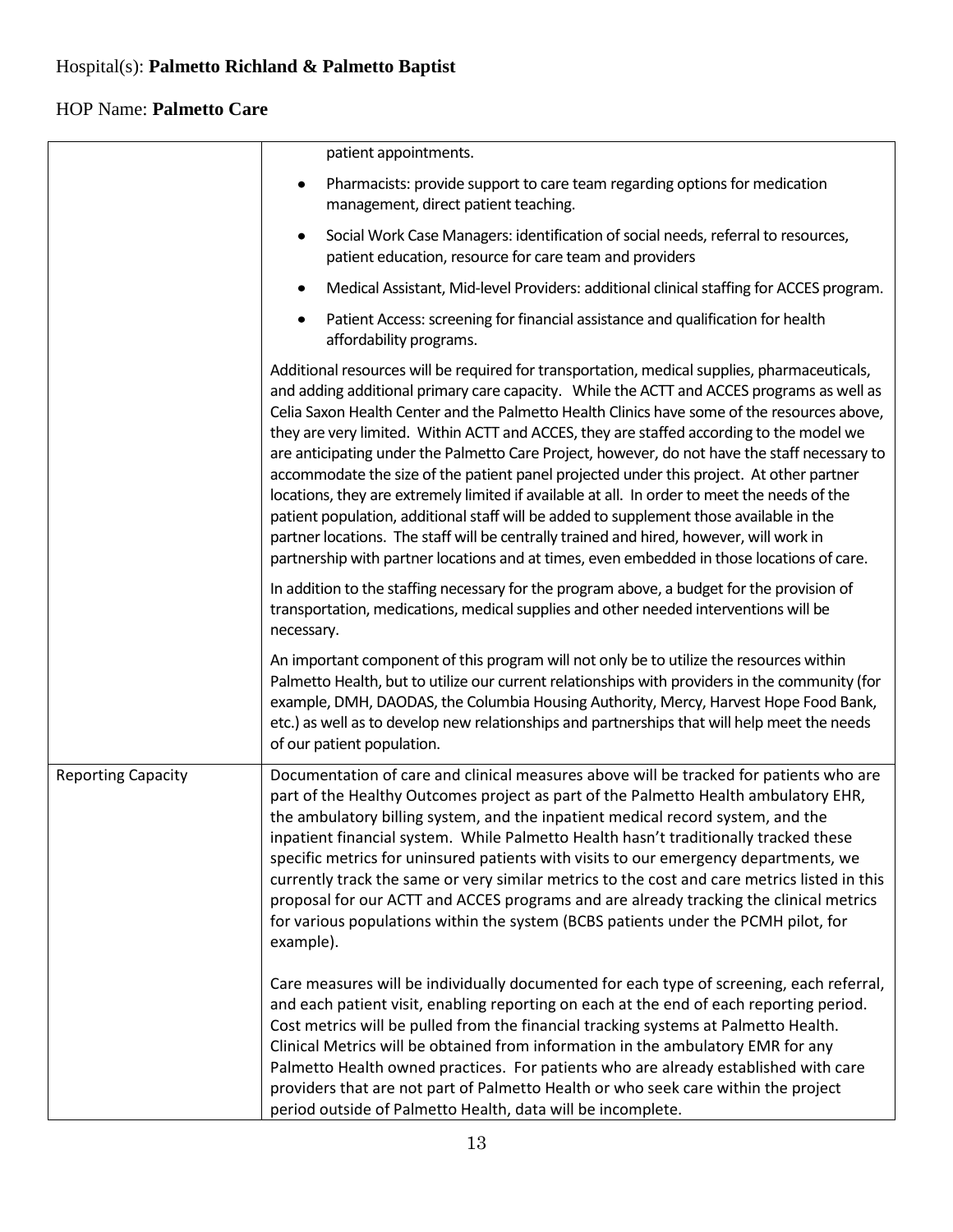Hospital(s): **Palmetto Richland & Palmetto Baptist**

HOP Name: **Palmetto Care**

| | |
|---|---|
| | patient appointments.<br>• Pharmacists: provide support to care team regarding options for medication management, direct patient teaching.<br>• Social Work Case Managers: identification of social needs, referral to resources, patient education, resource for care team and providers<br>• Medical Assistant, Mid-level Providers: additional clinical staffing for ACCES program.<br>• Patient Access: screening for financial assistance and qualification for health affordability programs.<br><br>Additional resources will be required for transportation, medical supplies, pharmaceuticals, and adding additional primary care capacity. While the ACTT and ACCES programs as well as Celia Saxon Health Center and the Palmetto Health Clinics have some of the resources above, they are very limited. Within ACTT and ACCES, they are staffed according to the model we are anticipating under the Palmetto Care Project, however, do not have the staff necessary to accommodate the size of the patient panel projected under this project. At other partner locations, they are extremely limited if available at all. In order to meet the needs of the patient population, additional staff will be added to supplement those available in the partner locations. The staff will be centrally trained and hired, however, will work in partnership with partner locations and at times, even embedded in those locations of care.<br><br>In addition to the staffing necessary for the program above, a budget for the provision of transportation, medications, medical supplies and other needed interventions will be necessary.<br><br>An important component of this program will not only be to utilize the resources within Palmetto Health, but to utilize our current relationships with providers in the community (for example, DMH, DAODAS, the Columbia Housing Authority, Mercy, Harvest Hope Food Bank, etc.) as well as to develop new relationships and partnerships that will help meet the needs of our patient population. |
| Reporting Capacity | Documentation of care and clinical measures above will be tracked for patients who are part of the Healthy Outcomes project as part of the Palmetto Health ambulatory EHR, the ambulatory billing system, and the inpatient medical record system, and the inpatient financial system. While Palmetto Health hasn't traditionally tracked these specific metrics for uninsured patients with visits to our emergency departments, we currently track the same or very similar metrics to the cost and care metrics listed in this proposal for our ACTT and ACCES programs and are already tracking the clinical metrics for various populations within the system (BCBS patients under the PCMH pilot, for example).<br><br>Care measures will be individually documented for each type of screening, each referral, and each patient visit, enabling reporting on each at the end of each reporting period. Cost metrics will be pulled from the financial tracking systems at Palmetto Health. Clinical Metrics will be obtained from information in the ambulatory EMR for any Palmetto Health owned practices. For patients who are already established with care providers that are not part of Palmetto Health or who seek care within the project period outside of Palmetto Health, data will be incomplete. |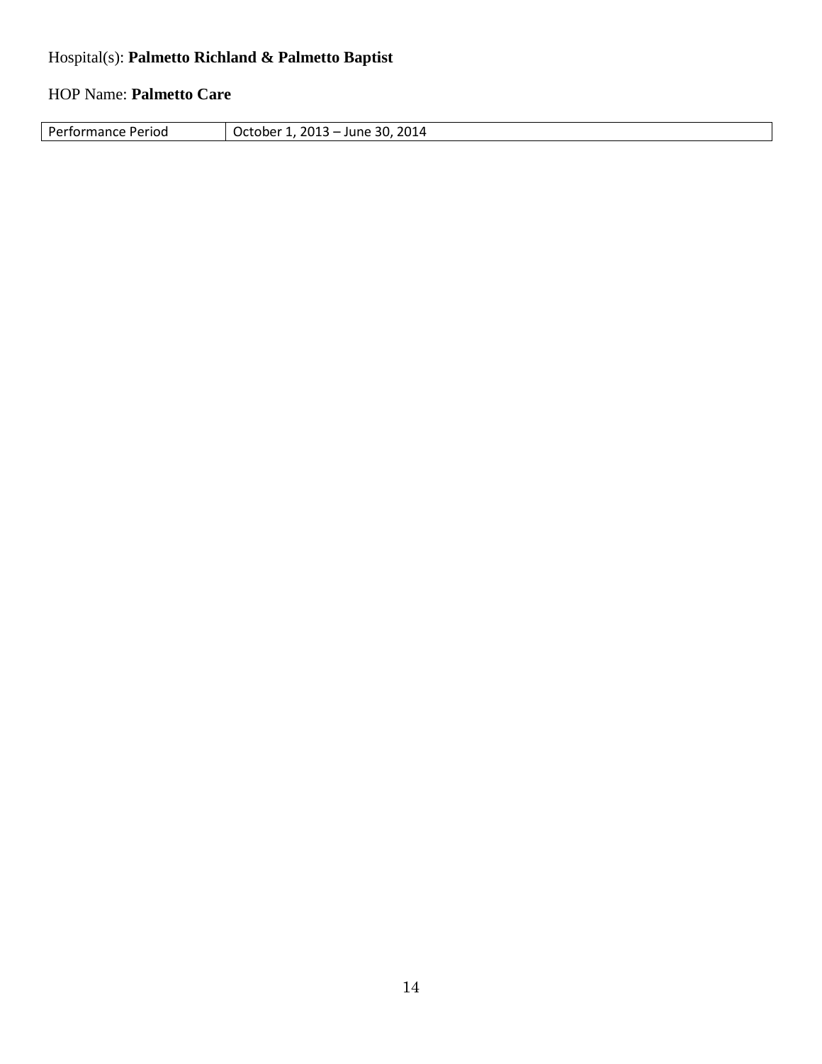Hospital(s): **Palmetto Richland & Palmetto Baptist**

HOP Name: **Palmetto Care**

| | |
|---|---|
| Performance Period | October 1, 2013 – June 30, 2014 |